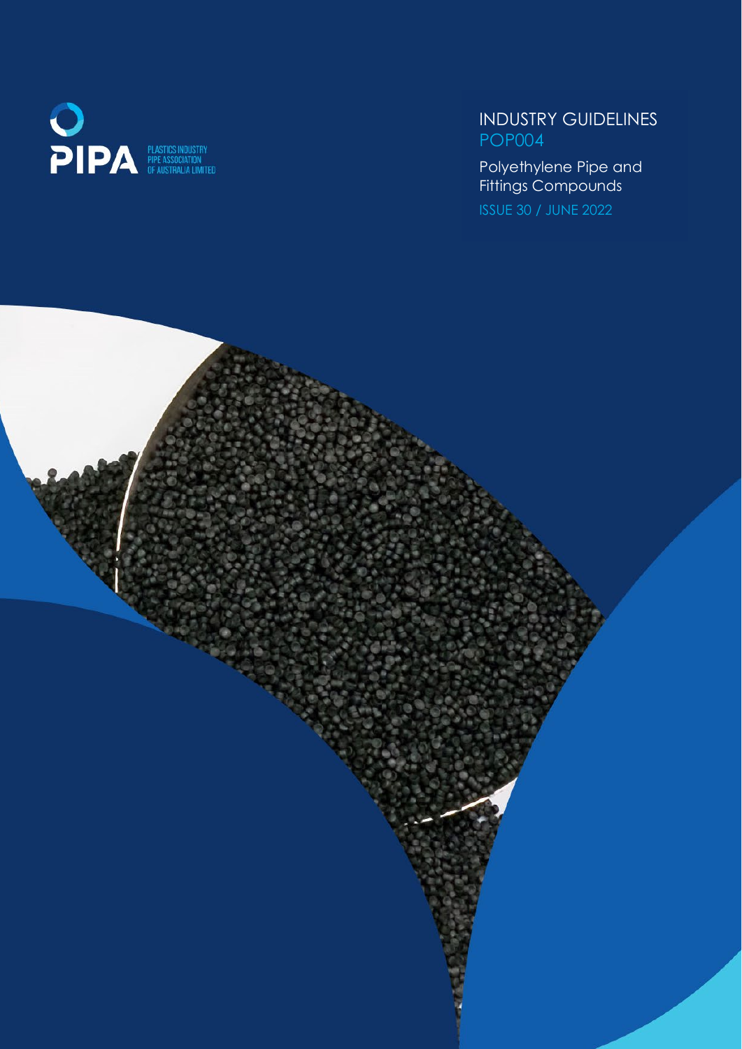PIPA

PLASTICS INDUSTRY PIPE ASSOCIATION OF AUSTRALIA LIMITED

# INDUSTRY GUIDELINES POP004

## Polyethylene Pipe and Fittings Compounds

ISSUE 30 / JUNE 2022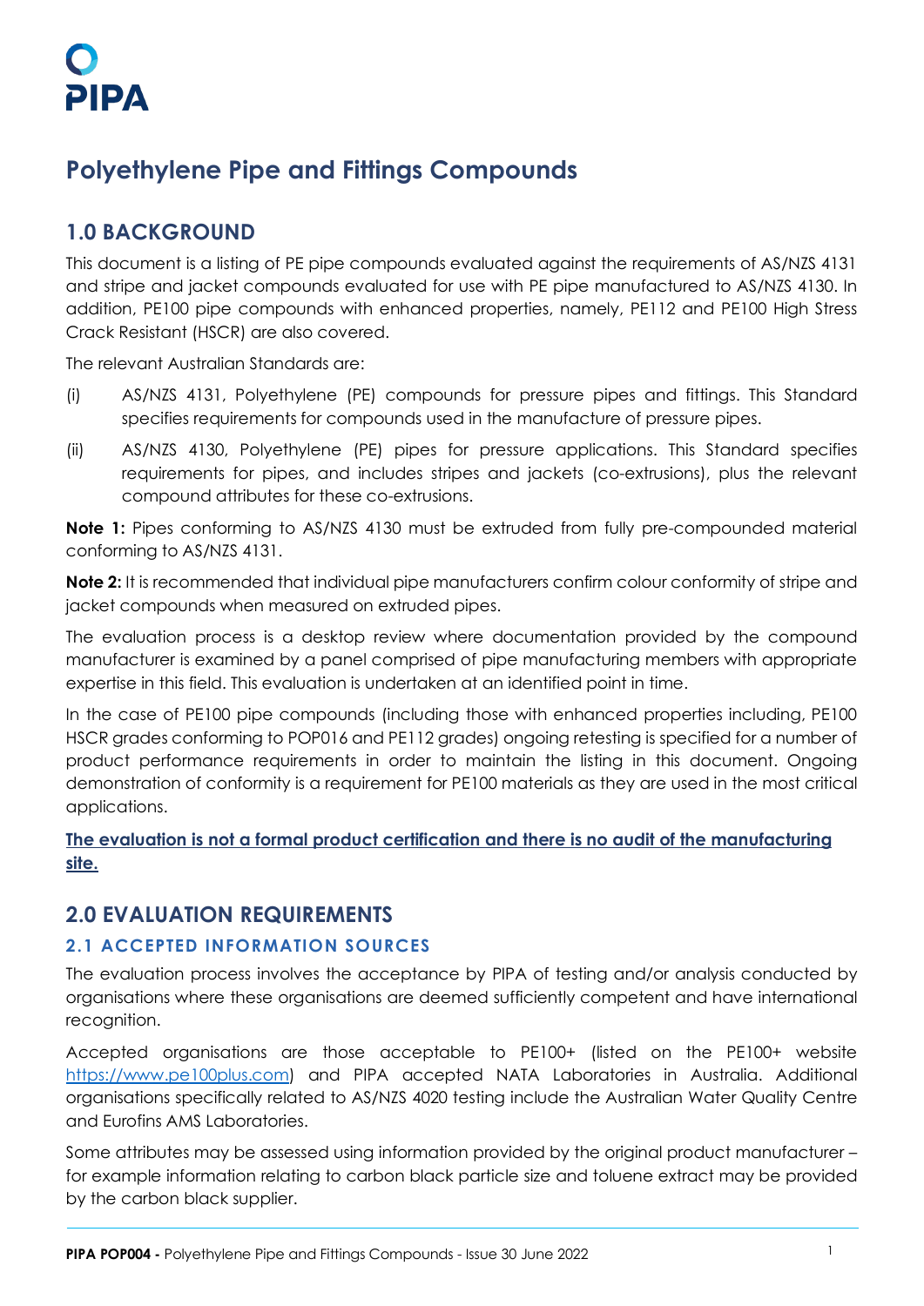PIPA

# Polyethylene Pipe and Fittings Compounds

## 1.0 BACKGROUND

This document is a listing of PE pipe compounds evaluated against the requirements of AS/NZS 4131 and stripe and jacket compounds evaluated for use with PE pipe manufactured to AS/NZS 4130. In addition, PE100 pipe compounds with enhanced properties, namely, PE112 and PE100 High Stress Crack Resistant (HSCR) are also covered.

The relevant Australian Standards are:

(i) AS/NZS 4131, Polyethylene (PE) compounds for pressure pipes and fittings. This Standard specifies requirements for compounds used in the manufacture of pressure pipes.

(ii) AS/NZS 4130, Polyethylene (PE) pipes for pressure applications. This Standard specifies requirements for pipes, and includes stripes and jackets (co-extrusions), plus the relevant compound attributes for these co-extrusions.

**Note 1:** Pipes conforming to AS/NZS 4130 must be extruded from fully pre-compounded material conforming to AS/NZS 4131.

**Note 2:** It is recommended that individual pipe manufacturers confirm colour conformity of stripe and jacket compounds when measured on extruded pipes.

The evaluation process is a desktop review where documentation provided by the compound manufacturer is examined by a panel comprised of pipe manufacturing members with appropriate expertise in this field. This evaluation is undertaken at an identified point in time.

In the case of PE100 pipe compounds (including those with enhanced properties including, PE100 HSCR grades conforming to POP016 and PE112 grades) ongoing retesting is specified for a number of product performance requirements in order to maintain the listing in this document. Ongoing demonstration of conformity is a requirement for PE100 materials as they are used in the most critical applications.

**The evaluation is not a formal product certification and there is no audit of the manufacturing site.**

## 2.0 EVALUATION REQUIREMENTS

### 2.1 ACCEPTED INFORMATION SOURCES

The evaluation process involves the acceptance by PIPA of testing and/or analysis conducted by organisations where these organisations are deemed sufficiently competent and have international recognition.

Accepted organisations are those acceptable to PE100+ (listed on the PE100+ website https://www.pe100plus.com) and PIPA accepted NATA Laboratories in Australia. Additional organisations specifically related to AS/NZS 4020 testing include the Australian Water Quality Centre and Eurofins AMS Laboratories.

Some attributes may be assessed using information provided by the original product manufacturer – for example information relating to carbon black particle size and toluene extract may be provided by the carbon black supplier.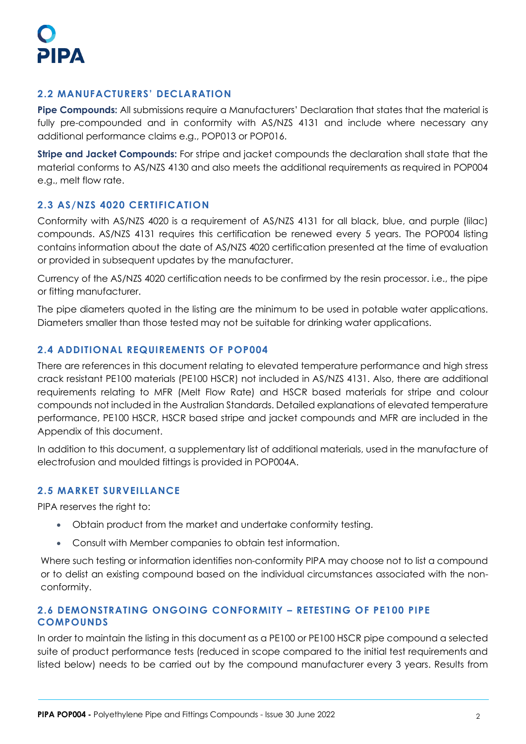## 2.2 MANUFACTURERS' DECLARATION

**Pipe Compounds:** All submissions require a Manufacturers' Declaration that states that the material is fully pre-compounded and in conformity with AS/NZS 4131 and include where necessary any additional performance claims e.g., POP013 or POP016.

**Stripe and Jacket Compounds:** For stripe and jacket compounds the declaration shall state that the material conforms to AS/NZS 4130 and also meets the additional requirements as required in POP004 e.g., melt flow rate.

## 2.3 AS/NZS 4020 CERTIFICATION

Conformity with AS/NZS 4020 is a requirement of AS/NZS 4131 for all black, blue, and purple (lilac) compounds. AS/NZS 4131 requires this certification be renewed every 5 years. The POP004 listing contains information about the date of AS/NZS 4020 certification presented at the time of evaluation or provided in subsequent updates by the manufacturer.

Currency of the AS/NZS 4020 certification needs to be confirmed by the resin processor. i.e., the pipe or fitting manufacturer.

The pipe diameters quoted in the listing are the minimum to be used in potable water applications. Diameters smaller than those tested may not be suitable for drinking water applications.

## 2.4 ADDITIONAL REQUIREMENTS OF POP004

There are references in this document relating to elevated temperature performance and high stress crack resistant PE100 materials (PE100 HSCR) not included in AS/NZS 4131. Also, there are additional requirements relating to MFR (Melt Flow Rate) and HSCR based materials for stripe and colour compounds not included in the Australian Standards. Detailed explanations of elevated temperature performance, PE100 HSCR, HSCR based stripe and jacket compounds and MFR are included in the Appendix of this document.

In addition to this document, a supplementary list of additional materials, used in the manufacture of electrofusion and moulded fittings is provided in POP004A.

## 2.5 MARKET SURVEILLANCE

PIPA reserves the right to:

- Obtain product from the market and undertake conformity testing.
- Consult with Member companies to obtain test information.

Where such testing or information identifies non-conformity PIPA may choose not to list a compound or to delist an existing compound based on the individual circumstances associated with the non-conformity.

## 2.6 DEMONSTRATING ONGOING CONFORMITY – RETESTING OF PE100 PIPE COMPOUNDS

In order to maintain the listing in this document as a PE100 or PE100 HSCR pipe compound a selected suite of product performance tests (reduced in scope compared to the initial test requirements and listed below) needs to be carried out by the compound manufacturer every 3 years. Results from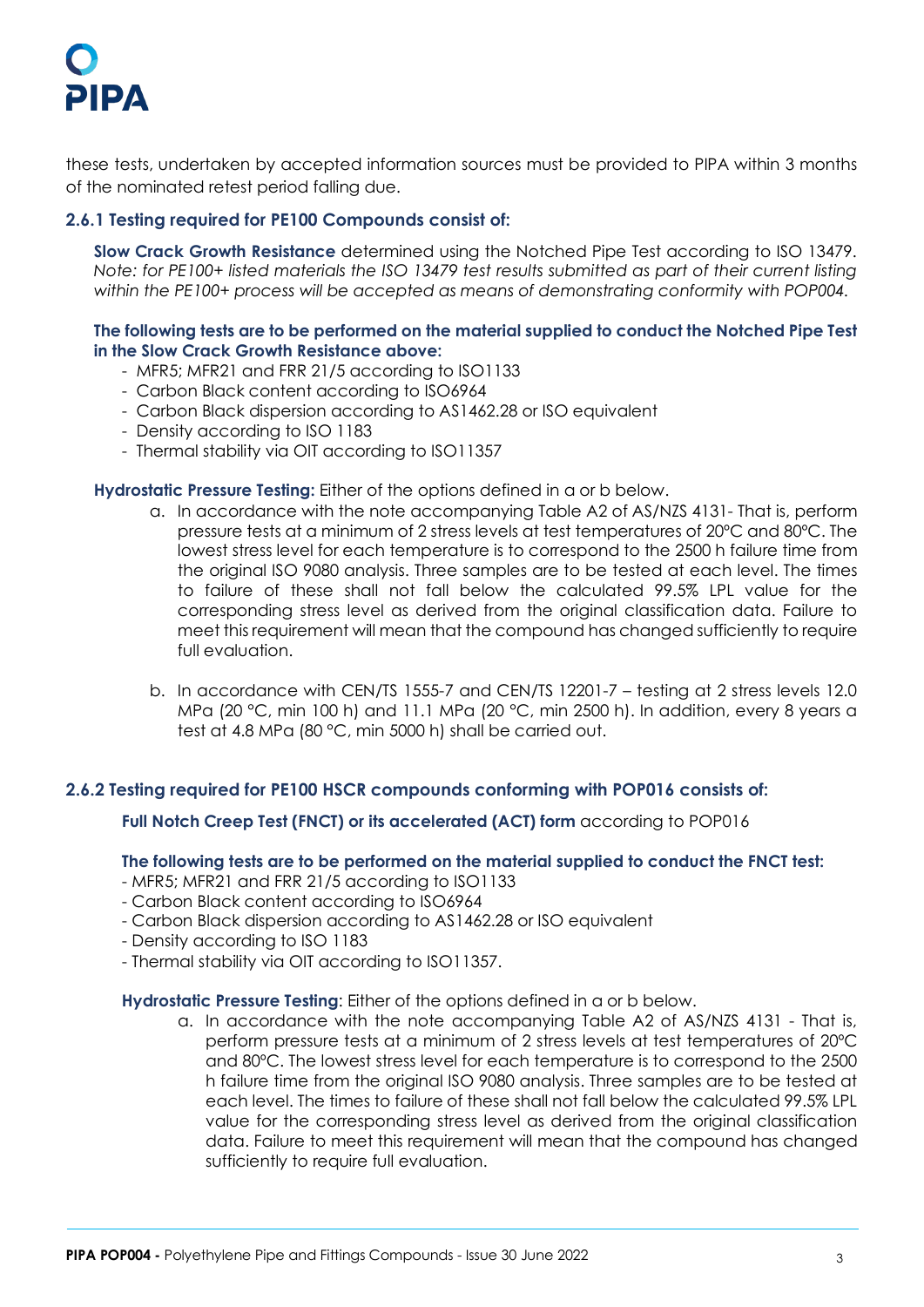these tests, undertaken by accepted information sources must be provided to PIPA within 3 months of the nominated retest period falling due.

### 2.6.1 Testing required for PE100 Compounds consist of:

**Slow Crack Growth Resistance** determined using the Notched Pipe Test according to ISO 13479. *Note: for PE100+ listed materials the ISO 13479 test results submitted as part of their current listing within the PE100+ process will be accepted as means of demonstrating conformity with POP004.*

**The following tests are to be performed on the material supplied to conduct the Notched Pipe Test in the Slow Crack Growth Resistance above:**

- MFR5; MFR21 and FRR 21/5 according to ISO1133
- Carbon Black content according to ISO6964
- Carbon Black dispersion according to AS1462.28 or ISO equivalent
- Density according to ISO 1183
- Thermal stability via OIT according to ISO11357

**Hydrostatic Pressure Testing:** Either of the options defined in a or b below.

a. In accordance with the note accompanying Table A2 of AS/NZS 4131- That is, perform pressure tests at a minimum of 2 stress levels at test temperatures of 20°C and 80°C. The lowest stress level for each temperature is to correspond to the 2500 h failure time from the original ISO 9080 analysis. Three samples are to be tested at each level. The times to failure of these shall not fall below the calculated 99.5% LPL value for the corresponding stress level as derived from the original classification data. Failure to meet this requirement will mean that the compound has changed sufficiently to require full evaluation.

b. In accordance with CEN/TS 1555-7 and CEN/TS 12201-7 – testing at 2 stress levels 12.0 MPa (20 °C, min 100 h) and 11.1 MPa (20 °C, min 2500 h). In addition, every 8 years a test at 4.8 MPa (80 °C, min 5000 h) shall be carried out.

### 2.6.2 Testing required for PE100 HSCR compounds conforming with POP016 consists of:

**Full Notch Creep Test (FNCT) or its accelerated (ACT) form** according to POP016

**The following tests are to be performed on the material supplied to conduct the FNCT test:**

- MFR5; MFR21 and FRR 21/5 according to ISO1133
- Carbon Black content according to ISO6964
- Carbon Black dispersion according to AS1462.28 or ISO equivalent
- Density according to ISO 1183
- Thermal stability via OIT according to ISO11357.

**Hydrostatic Pressure Testing**: Either of the options defined in a or b below.

a. In accordance with the note accompanying Table A2 of AS/NZS 4131 - That is, perform pressure tests at a minimum of 2 stress levels at test temperatures of 20°C and 80°C. The lowest stress level for each temperature is to correspond to the 2500 h failure time from the original ISO 9080 analysis. Three samples are to be tested at each level. The times to failure of these shall not fall below the calculated 99.5% LPL value for the corresponding stress level as derived from the original classification data. Failure to meet this requirement will mean that the compound has changed sufficiently to require full evaluation.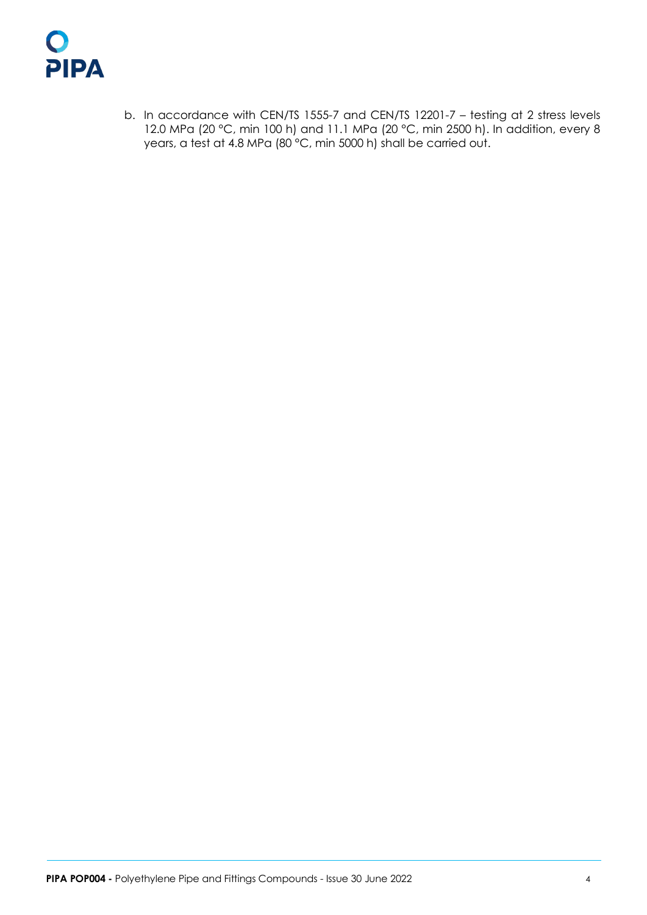b. In accordance with CEN/TS 1555-7 and CEN/TS 12201-7 – testing at 2 stress levels 12.0 MPa (20 °C, min 100 h) and 11.1 MPa (20 °C, min 2500 h). In addition, every 8 years, a test at 4.8 MPa (80 °C, min 5000 h) shall be carried out.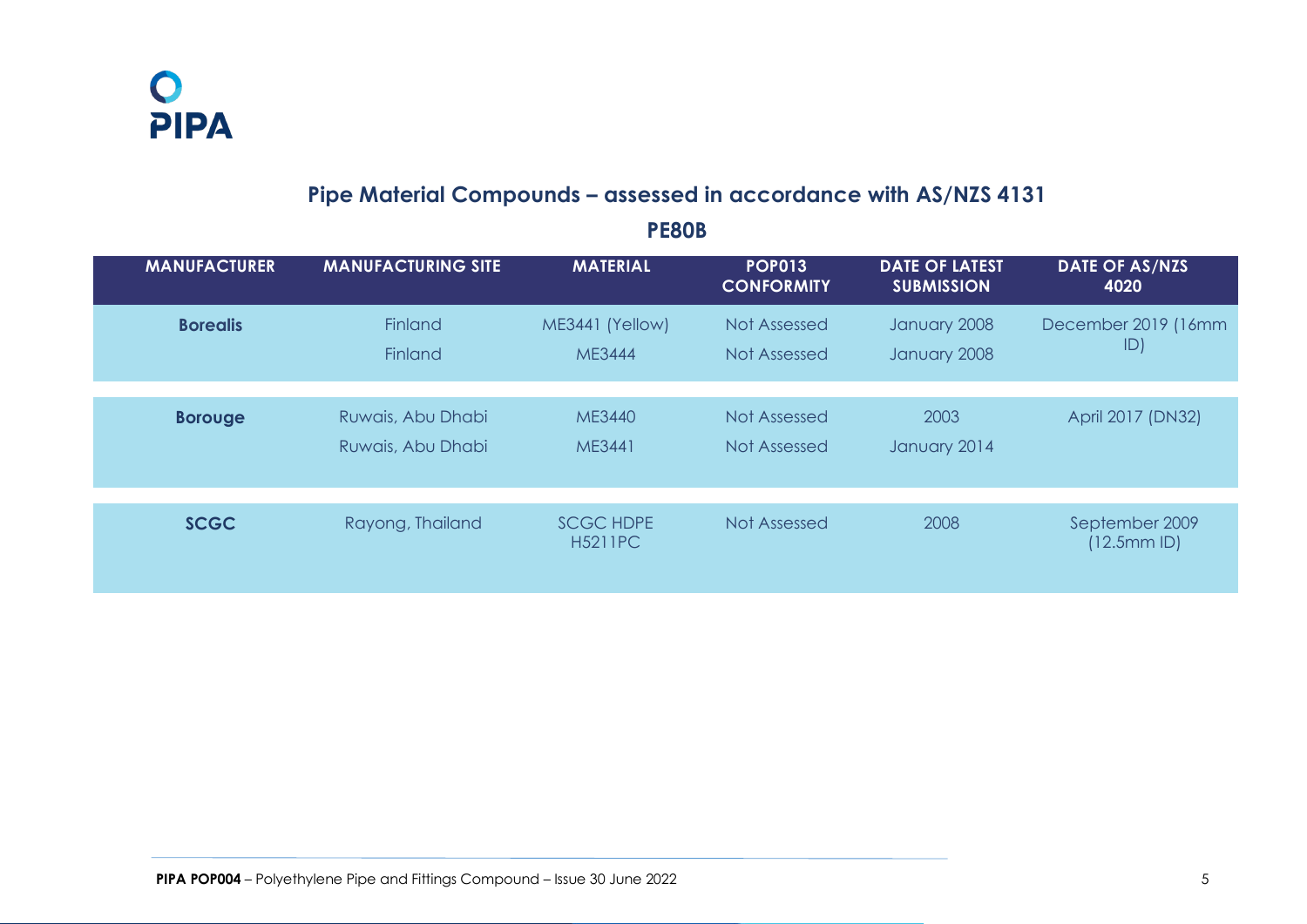## Pipe Material Compounds – assessed in accordance with AS/NZS 4131

### PE80B

| MANUFACTURER | MANUFACTURING SITE | MATERIAL | POP013 CONFORMITY | DATE OF LATEST SUBMISSION | DATE OF AS/NZS 4020 |
|---|---|---|---|---|---|
| **Borealis** | Finland | ME3441 (Yellow) | Not Assessed | January 2008 | December 2019 (16mm ID) |
| | Finland | ME3444 | Not Assessed | January 2008 | |
| **Borouge** | Ruwais, Abu Dhabi | ME3440 | Not Assessed | 2003 | April 2017 (DN32) |
| | Ruwais, Abu Dhabi | ME3441 | Not Assessed | January 2014 | |
| **SCGC** | Rayong, Thailand | SCGC HDPE H5211PC | Not Assessed | 2008 | September 2009 (12.5mm ID) |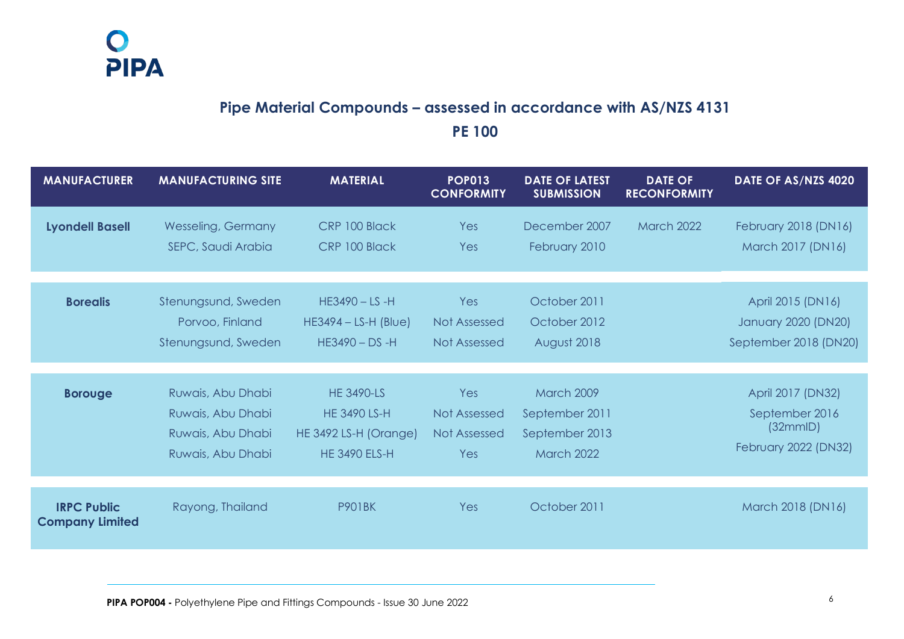## Pipe Material Compounds – assessed in accordance with AS/NZS 4131

### PE 100

| MANUFACTURER | MANUFACTURING SITE | MATERIAL | POP013 CONFORMITY | DATE OF LATEST SUBMISSION | DATE OF RECONFORMITY | DATE OF AS/NZS 4020 |
|---|---|---|---|---|---|---|
| **Lyondell Basell** | Wesseling, Germany | CRP 100 Black | Yes | December 2007 | March 2022 | February 2018 (DN16) |
| | SEPC, Saudi Arabia | CRP 100 Black | Yes | February 2010 | | March 2017 (DN16) |
| **Borealis** | Stenungsund, Sweden | HE3490 – LS -H | Yes | October 2011 | | April 2015 (DN16) |
| | Porvoo, Finland | HE3494 – LS-H (Blue) | Not Assessed | October 2012 | | January 2020 (DN20) |
| | Stenungsund, Sweden | HE3490 – DS -H | Not Assessed | August 2018 | | September 2018 (DN20) |
| **Borouge** | Ruwais, Abu Dhabi | HE 3490-LS | Yes | March 2009 | | April 2017 (DN32) |
| | Ruwais, Abu Dhabi | HE 3490 LS-H | Not Assessed | September 2011 | | September 2016 (32mmID) |
| | Ruwais, Abu Dhabi | HE 3492 LS-H (Orange) | Not Assessed | September 2013 | | February 2022 (DN32) |
| | Ruwais, Abu Dhabi | HE 3490 ELS-H | Yes | March 2022 | | |
| **IRPC Public Company Limited** | Rayong, Thailand | P901BK | Yes | October 2011 | | March 2018 (DN16) |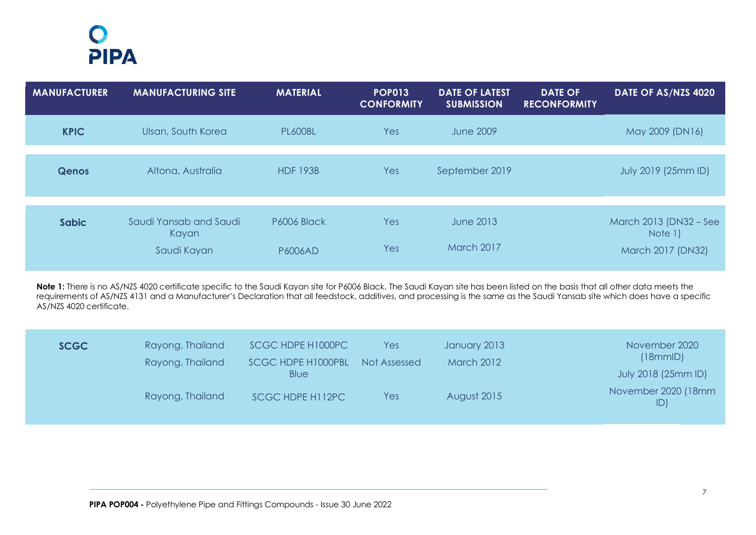| MANUFACTURER | MANUFACTURING SITE | MATERIAL | POP013 CONFORMITY | DATE OF LATEST SUBMISSION | DATE OF RECONFORMITY | DATE OF AS/NZS 4020 |
|---|---|---|---|---|---|---|
| **KPIC** | Ulsan, South Korea | PL600BL | Yes | June 2009 | | May 2009 (DN16) |
| **Qenos** | Altona, Australia | HDF 193B | Yes | September 2019 | | July 2019 (25mm ID) |
| **Sabic** | Saudi Yansab and Saudi Kayan | P6006 Black | Yes | June 2013 | | March 2013 (DN32 – See Note 1) |
| | Saudi Kayan | P6006AD | Yes | March 2017 | | March 2017 (DN32) |

**Note 1:** There is no AS/NZS 4020 certificate specific to the Saudi Kayan site for P6006 Black. The Saudi Kayan site has been listed on the basis that all other data meets the requirements of AS/NZS 4131 and a Manufacturer's Declaration that all feedstock, additives, and processing is the same as the Saudi Yansab site which does have a specific AS/NZS 4020 certificate.

| MANUFACTURER | MANUFACTURING SITE | MATERIAL | POP013 CONFORMITY | DATE OF LATEST SUBMISSION | DATE OF RECONFORMITY | DATE OF AS/NZS 4020 |
|---|---|---|---|---|---|---|
| **SCGC** | Rayong, Thailand | SCGC HDPE H1000PC | Yes | January 2013 | | November 2020 (18mmID) |
| | Rayong, Thailand | SCGC HDPE H1000PBL Blue | Not Assessed | March 2012 | | July 2018 (25mm ID) |
| | Rayong, Thailand | SCGC HDPE H112PC | Yes | August 2015 | | November 2020 (18mm ID) |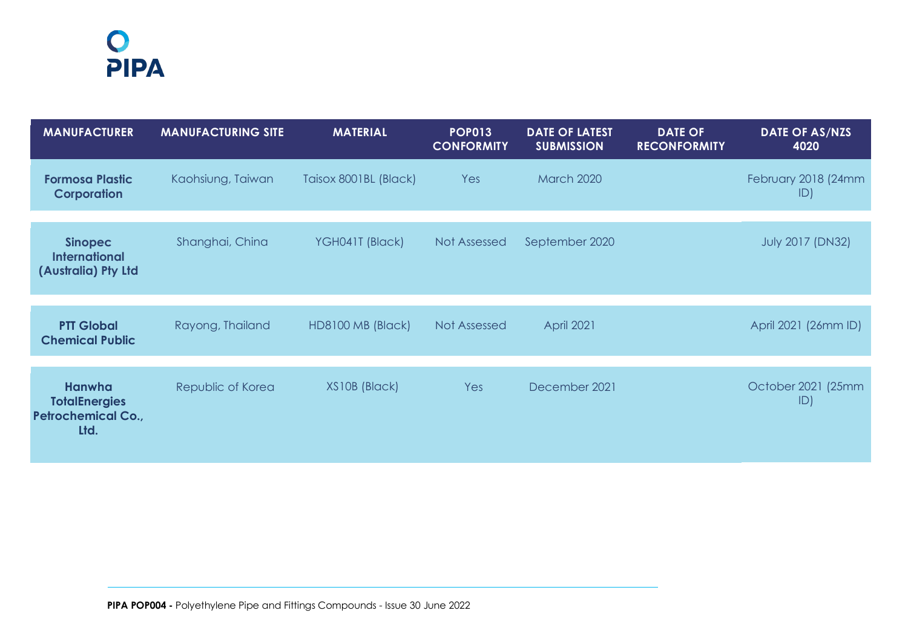| MANUFACTURER | MANUFACTURING SITE | MATERIAL | POP013 CONFORMITY | DATE OF LATEST SUBMISSION | DATE OF RECONFORMITY | DATE OF AS/NZS 4020 |
|---|---|---|---|---|---|---|
| **Formosa Plastic Corporation** | Kaohsiung, Taiwan | Taisox 8001BL (Black) | Yes | March 2020 | | February 2018 (24mm ID) |
| **Sinopec International (Australia) Pty Ltd** | Shanghai, China | YGH041T (Black) | Not Assessed | September 2020 | | July 2017 (DN32) |
| **PTT Global Chemical Public** | Rayong, Thailand | HD8100 MB (Black) | Not Assessed | April 2021 | | April 2021 (26mm ID) |
| **Hanwha TotalEnergies Petrochemical Co., Ltd.** | Republic of Korea | XS10B (Black) | Yes | December 2021 | | October 2021 (25mm ID) |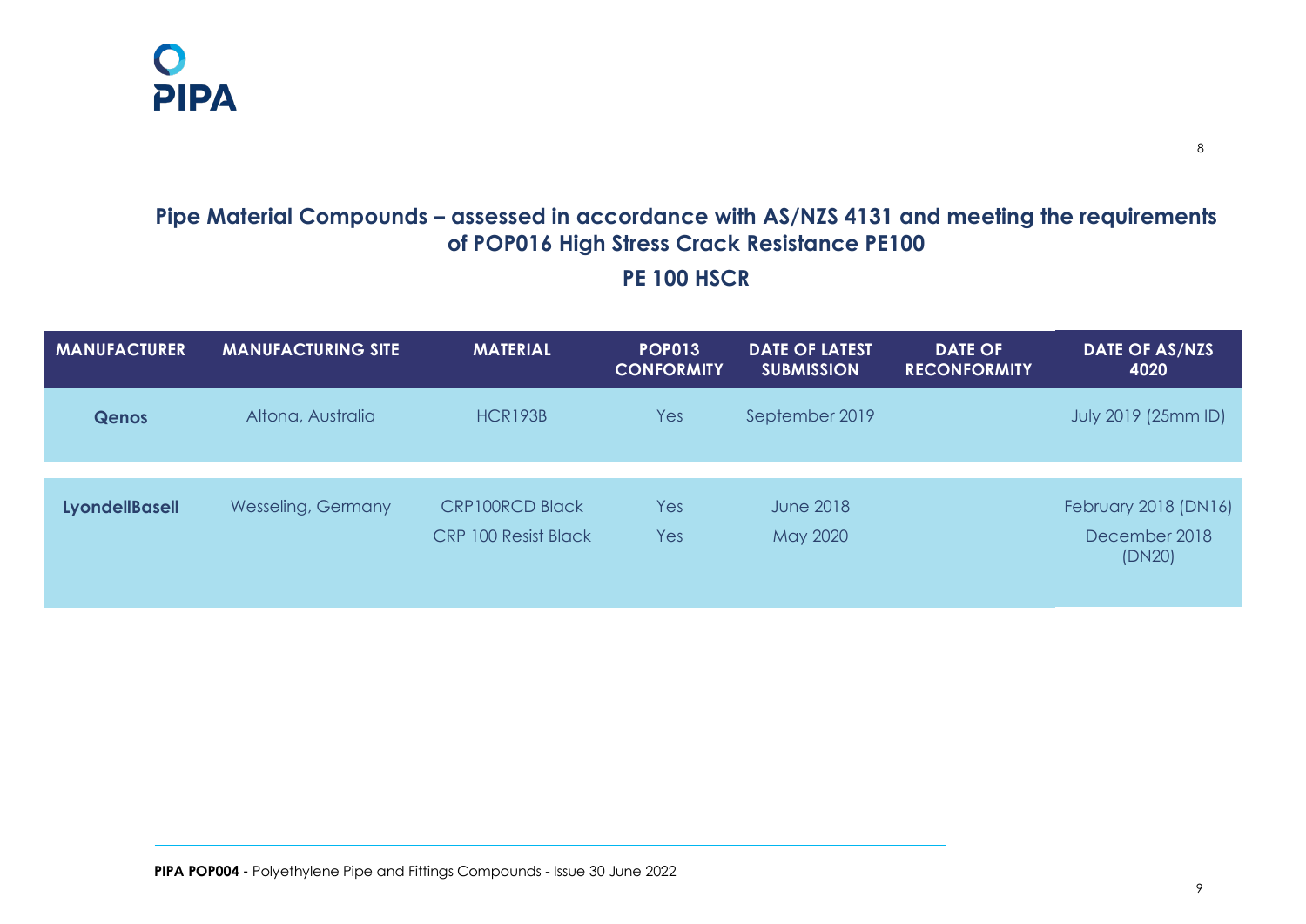## Pipe Material Compounds – assessed in accordance with AS/NZS 4131 and meeting the requirements of POP016 High Stress Crack Resistance PE100

### PE 100 HSCR

| MANUFACTURER | MANUFACTURING SITE | MATERIAL | POP013 CONFORMITY | DATE OF LATEST SUBMISSION | DATE OF RECONFORMITY | DATE OF AS/NZS 4020 |
|---|---|---|---|---|---|---|
| **Qenos** | Altona, Australia | HCR193B | Yes | September 2019 | | July 2019 (25mm ID) |
| **LyondellBasell** | Wesseling, Germany | CRP100RCD Black<br>CRP 100 Resist Black | Yes<br>Yes | June 2018<br>May 2020 | | February 2018 (DN16)<br>December 2018 (DN20) |

**PIPA POP004 -** Polyethylene Pipe and Fittings Compounds - Issue 30 June 2022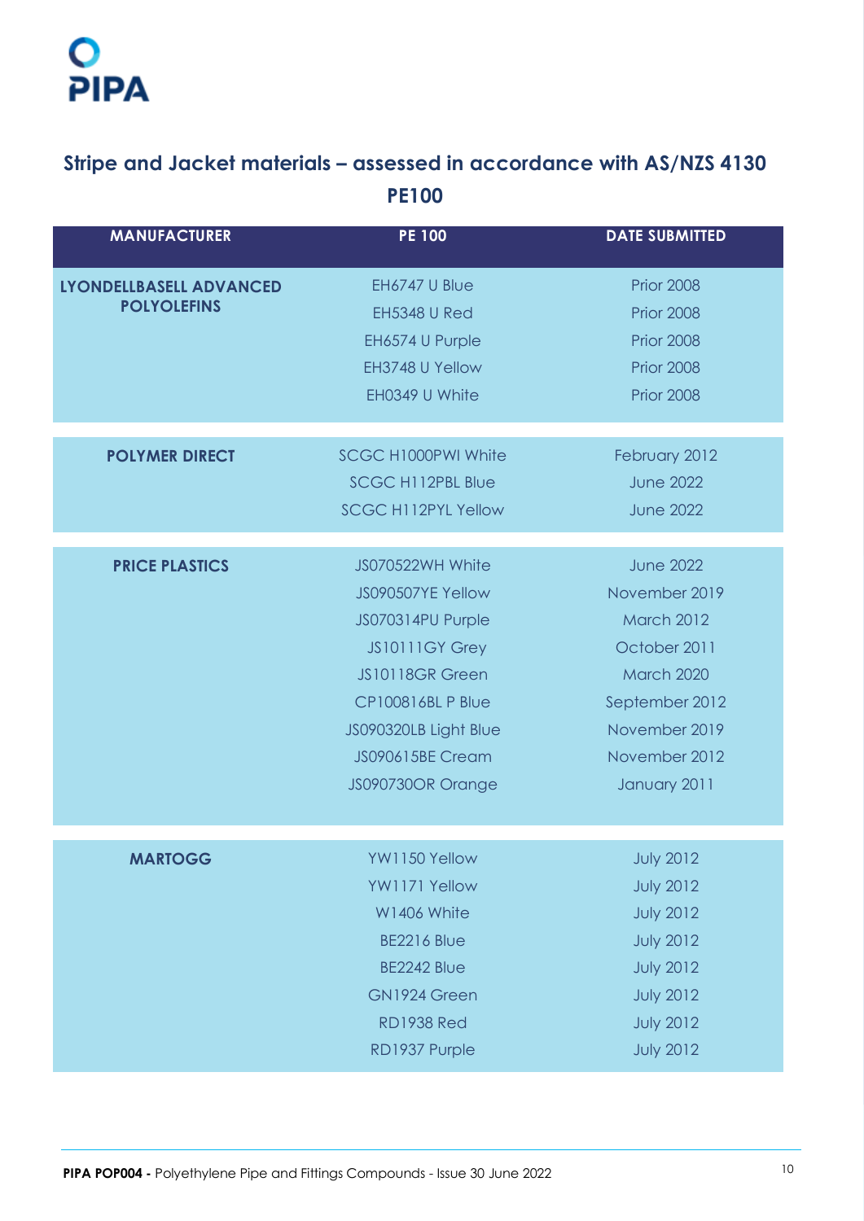## Stripe and Jacket materials – assessed in accordance with AS/NZS 4130

### PE100

| MANUFACTURER | PE 100 | DATE SUBMITTED |
|---|---|---|
| LYONDELLBASELL ADVANCED POLYOLEFINS | EH6747 U Blue | Prior 2008 |
| | EH5348 U Red | Prior 2008 |
| | EH6574 U Purple | Prior 2008 |
| | EH3748 U Yellow | Prior 2008 |
| | EH0349 U White | Prior 2008 |
| POLYMER DIRECT | SCGC H1000PWI White | February 2012 |
| | SCGC H112PBL Blue | June 2022 |
| | SCGC H112PYL Yellow | June 2022 |
| PRICE PLASTICS | JS070522WH White | June 2022 |
| | JS090507YE Yellow | November 2019 |
| | JS070314PU Purple | March 2012 |
| | JS10111GY Grey | October 2011 |
| | JS10118GR Green | March 2020 |
| | CP100816BL P Blue | September 2012 |
| | JS090320LB Light Blue | November 2019 |
| | JS090615BE Cream | November 2012 |
| | JS090730OR Orange | January 2011 |
| MARTOGG | YW1150 Yellow | July 2012 |
| | YW1171 Yellow | July 2012 |
| | W1406 White | July 2012 |
| | BE2216 Blue | July 2012 |
| | BE2242 Blue | July 2012 |
| | GN1924 Green | July 2012 |
| | RD1938 Red | July 2012 |
| | RD1937 Purple | July 2012 |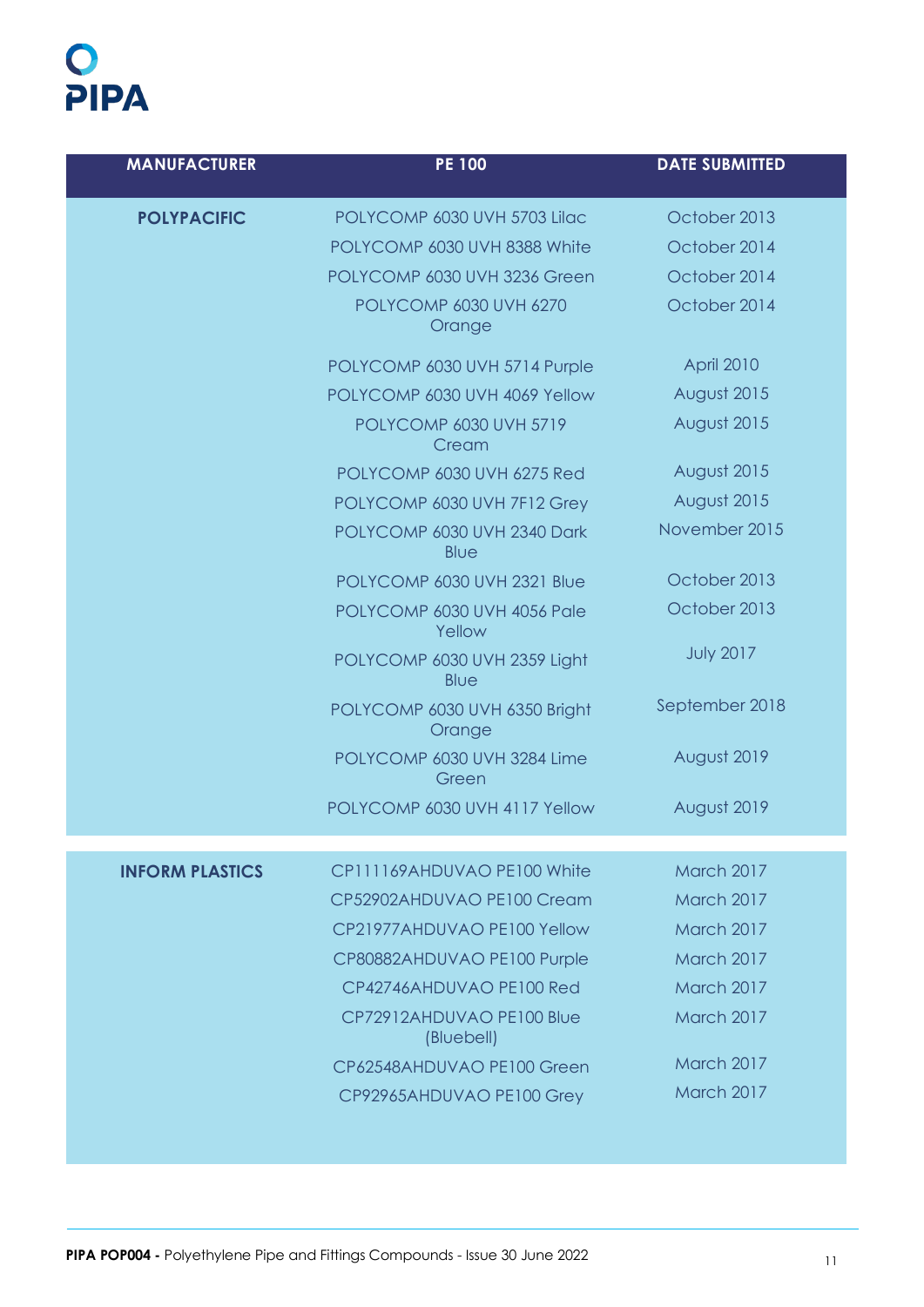| MANUFACTURER | PE 100 | DATE SUBMITTED |
|---|---|---|
| **POLYPACIFIC** | POLYCOMP 6030 UVH 5703 Lilac | October 2013 |
| | POLYCOMP 6030 UVH 8388 White | October 2014 |
| | POLYCOMP 6030 UVH 3236 Green | October 2014 |
| | POLYCOMP 6030 UVH 6270 Orange | October 2014 |
| | POLYCOMP 6030 UVH 5714 Purple | April 2010 |
| | POLYCOMP 6030 UVH 4069 Yellow | August 2015 |
| | POLYCOMP 6030 UVH 5719 Cream | August 2015 |
| | POLYCOMP 6030 UVH 6275 Red | August 2015 |
| | POLYCOMP 6030 UVH 7F12 Grey | August 2015 |
| | POLYCOMP 6030 UVH 2340 Dark Blue | November 2015 |
| | POLYCOMP 6030 UVH 2321 Blue | October 2013 |
| | POLYCOMP 6030 UVH 4056 Pale Yellow | October 2013 |
| | POLYCOMP 6030 UVH 2359 Light Blue | July 2017 |
| | POLYCOMP 6030 UVH 6350 Bright Orange | September 2018 |
| | POLYCOMP 6030 UVH 3284 Lime Green | August 2019 |
| | POLYCOMP 6030 UVH 4117 Yellow | August 2019 |
| **INFORM PLASTICS** | CP111169AHDUVAO PE100 White | March 2017 |
| | CP52902AHDUVAO PE100 Cream | March 2017 |
| | CP21977AHDUVAO PE100 Yellow | March 2017 |
| | CP80882AHDUVAO PE100 Purple | March 2017 |
| | CP42746AHDUVAO PE100 Red | March 2017 |
| | CP72912AHDUVAO PE100 Blue (Bluebell) | March 2017 |
| | CP62548AHDUVAO PE100 Green | March 2017 |
| | CP92965AHDUVAO PE100 Grey | March 2017 |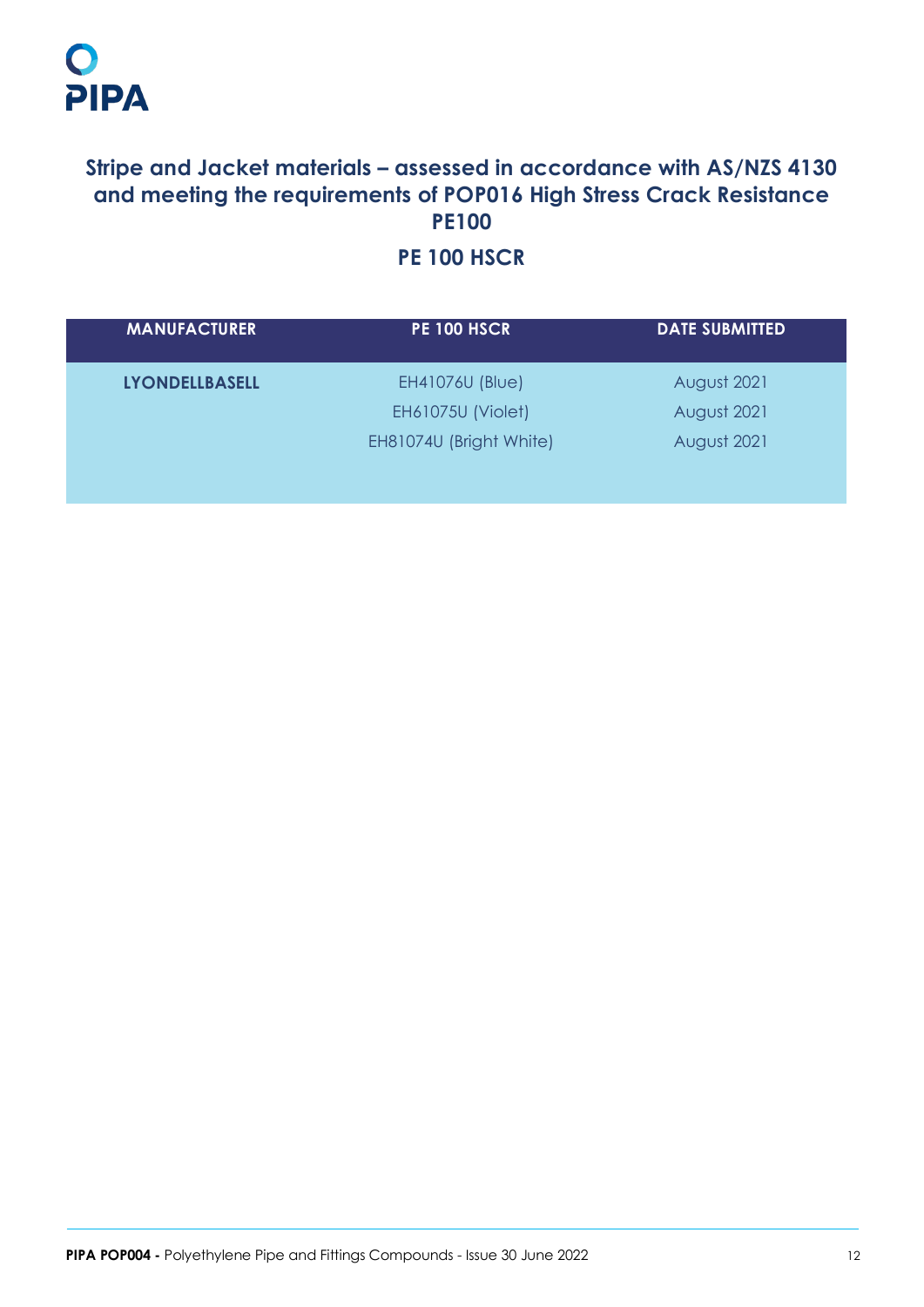## Stripe and Jacket materials – assessed in accordance with AS/NZS 4130 and meeting the requirements of POP016 High Stress Crack Resistance PE100

## PE 100 HSCR

| MANUFACTURER | PE 100 HSCR | DATE SUBMITTED |
|---|---|---|
| LYONDELLBASELL | EH41076U (Blue) | August 2021 |
| | EH61075U (Violet) | August 2021 |
| | EH81074U (Bright White) | August 2021 |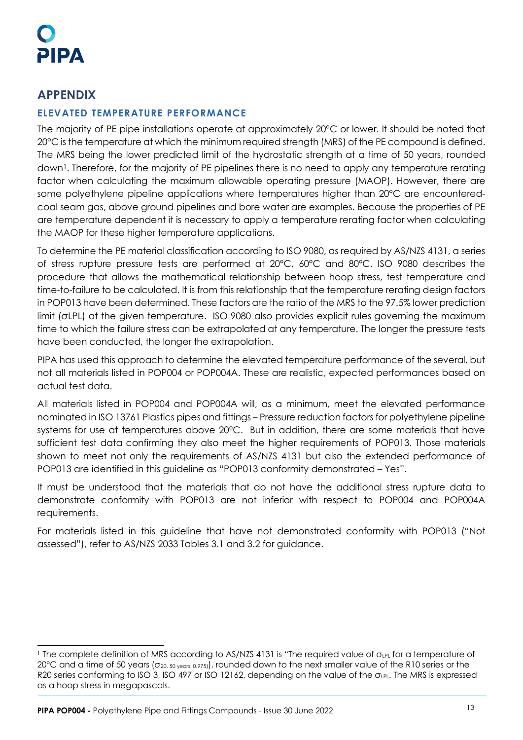## APPENDIX

### ELEVATED TEMPERATURE PERFORMANCE

The majority of PE pipe installations operate at approximately 20°C or lower. It should be noted that 20°C is the temperature at which the minimum required strength (MRS) of the PE compound is defined. The MRS being the lower predicted limit of the hydrostatic strength at a time of 50 years, rounded down[1]. Therefore, for the majority of PE pipelines there is no need to apply any temperature rerating factor when calculating the maximum allowable operating pressure (MAOP). However, there are some polyethylene pipeline applications where temperatures higher than 20°C are encountered- coal seam gas, above ground pipelines and bore water are examples. Because the properties of PE are temperature dependent it is necessary to apply a temperature rerating factor when calculating the MAOP for these higher temperature applications.

To determine the PE material classification according to ISO 9080, as required by AS/NZS 4131, a series of stress rupture pressure tests are performed at 20°C, 60°C and 80°C. ISO 9080 describes the procedure that allows the mathematical relationship between hoop stress, test temperature and time-to-failure to be calculated. It is from this relationship that the temperature rerating design factors in POP013 have been determined. These factors are the ratio of the MRS to the 97.5% lower prediction limit ($\sigma LPL$) at the given temperature. ISO 9080 also provides explicit rules governing the maximum time to which the failure stress can be extrapolated at any temperature. The longer the pressure tests have been conducted, the longer the extrapolation.

PIPA has used this approach to determine the elevated temperature performance of the several, but not all materials listed in POP004 or POP004A. These are realistic, expected performances based on actual test data.

All materials listed in POP004 and POP004A will, as a minimum, meet the elevated performance nominated in ISO 13761 Plastics pipes and fittings – Pressure reduction factors for polyethylene pipeline systems for use at temperatures above 20°C. But in addition, there are some materials that have sufficient test data confirming they also meet the higher requirements of POP013. Those materials shown to meet not only the requirements of AS/NZS 4131 but also the extended performance of POP013 are identified in this guideline as "POP013 conformity demonstrated – Yes".

It must be understood that the materials that do not have the additional stress rupture data to demonstrate conformity with POP013 are not inferior with respect to POP004 and POP004A requirements.

For materials listed in this guideline that have not demonstrated conformity with POP013 ("Not assessed"), refer to AS/NZS 2033 Tables 3.1 and 3.2 for guidance.

---

[1] The complete definition of MRS according to AS/NZS 4131 is "The required value of $\sigma_{LPL}$ for a temperature of 20°C and a time of 50 years ($\sigma_{20,\ 50\ years,\ 0.975)}$), rounded down to the next smaller value of the R10 series or the R20 series conforming to ISO 3, ISO 497 or ISO 12162, depending on the value of the $\sigma_{LPL}$. The MRS is expressed as a hoop stress in megapascals.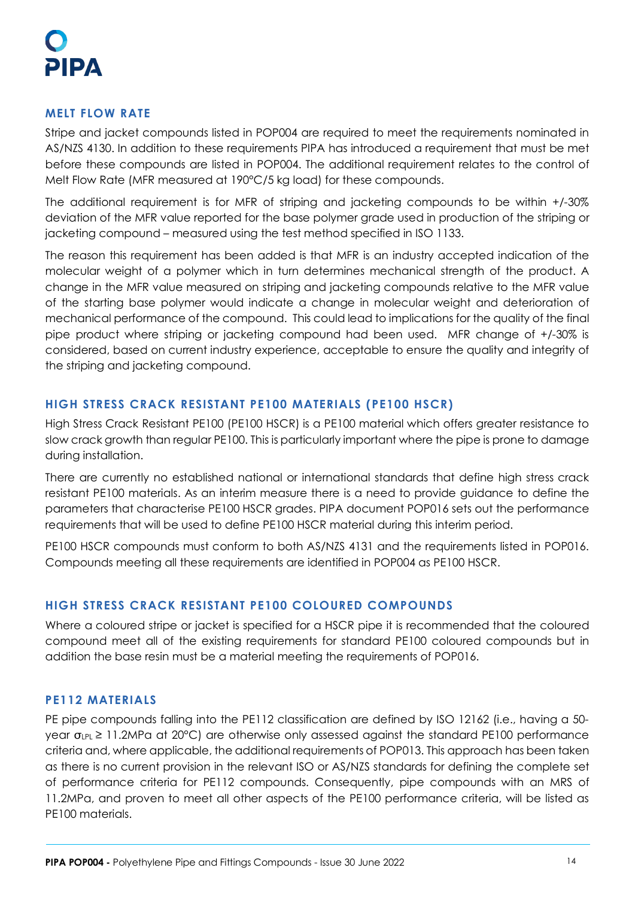## MELT FLOW RATE

Stripe and jacket compounds listed in POP004 are required to meet the requirements nominated in AS/NZS 4130. In addition to these requirements PIPA has introduced a requirement that must be met before these compounds are listed in POP004. The additional requirement relates to the control of Melt Flow Rate (MFR measured at 190°C/5 kg load) for these compounds.

The additional requirement is for MFR of striping and jacketing compounds to be within +/-30% deviation of the MFR value reported for the base polymer grade used in production of the striping or jacketing compound – measured using the test method specified in ISO 1133.

The reason this requirement has been added is that MFR is an industry accepted indication of the molecular weight of a polymer which in turn determines mechanical strength of the product. A change in the MFR value measured on striping and jacketing compounds relative to the MFR value of the starting base polymer would indicate a change in molecular weight and deterioration of mechanical performance of the compound. This could lead to implications for the quality of the final pipe product where striping or jacketing compound had been used. MFR change of +/-30% is considered, based on current industry experience, acceptable to ensure the quality and integrity of the striping and jacketing compound.

## HIGH STRESS CRACK RESISTANT PE100 MATERIALS (PE100 HSCR)

High Stress Crack Resistant PE100 (PE100 HSCR) is a PE100 material which offers greater resistance to slow crack growth than regular PE100. This is particularly important where the pipe is prone to damage during installation.

There are currently no established national or international standards that define high stress crack resistant PE100 materials. As an interim measure there is a need to provide guidance to define the parameters that characterise PE100 HSCR grades. PIPA document POP016 sets out the performance requirements that will be used to define PE100 HSCR material during this interim period.

PE100 HSCR compounds must conform to both AS/NZS 4131 and the requirements listed in POP016. Compounds meeting all these requirements are identified in POP004 as PE100 HSCR.

## HIGH STRESS CRACK RESISTANT PE100 COLOURED COMPOUNDS

Where a coloured stripe or jacket is specified for a HSCR pipe it is recommended that the coloured compound meet all of the existing requirements for standard PE100 coloured compounds but in addition the base resin must be a material meeting the requirements of POP016.

## PE112 MATERIALS

PE pipe compounds falling into the PE112 classification are defined by ISO 12162 (i.e., having a 50-year $\sigma_{LPL} \geq 11.2$MPa at 20°C) are otherwise only assessed against the standard PE100 performance criteria and, where applicable, the additional requirements of POP013. This approach has been taken as there is no current provision in the relevant ISO or AS/NZS standards for defining the complete set of performance criteria for PE112 compounds. Consequently, pipe compounds with an MRS of 11.2MPa, and proven to meet all other aspects of the PE100 performance criteria, will be listed as PE100 materials.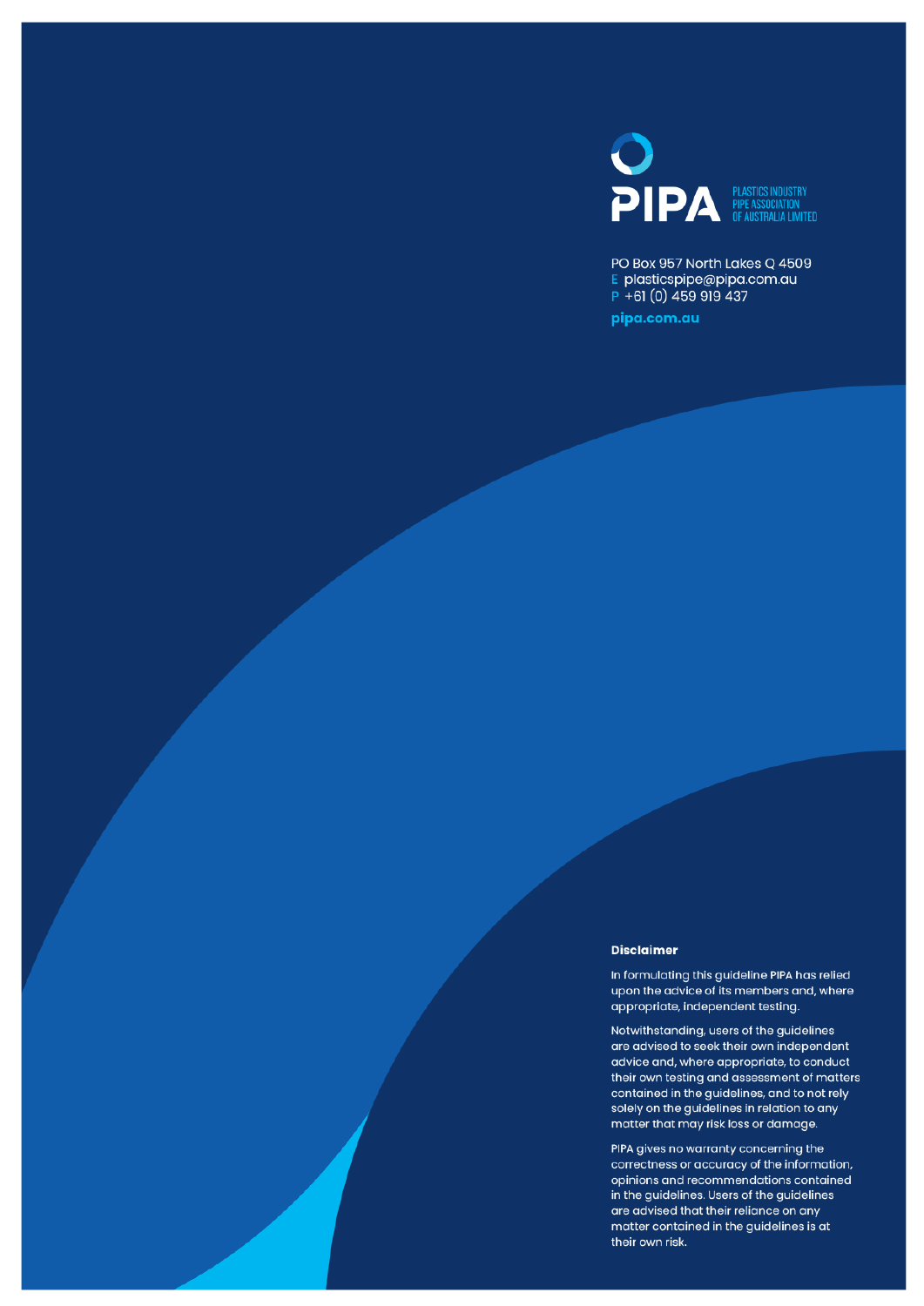PIPA

PLASTICS INDUSTRY PIPE ASSOCIATION OF AUSTRALIA LIMITED

PO Box 957 North Lakes Q 4509
E plasticspipe@pipa.com.au
P +61 (0) 459 919 437

**pipa.com.au**

**Disclaimer**

In formulating this guideline PIPA has relied upon the advice of its members and, where appropriate, independent testing.

Notwithstanding, users of the guidelines are advised to seek their own independent advice and, where appropriate, to conduct their own testing and assessment of matters contained in the guidelines, and to not rely solely on the guidelines in relation to any matter that may risk loss or damage.

PIPA gives no warranty concerning the correctness or accuracy of the information, opinions and recommendations contained in the guidelines. Users of the guidelines are advised that their reliance on any matter contained in the guidelines is at their own risk.